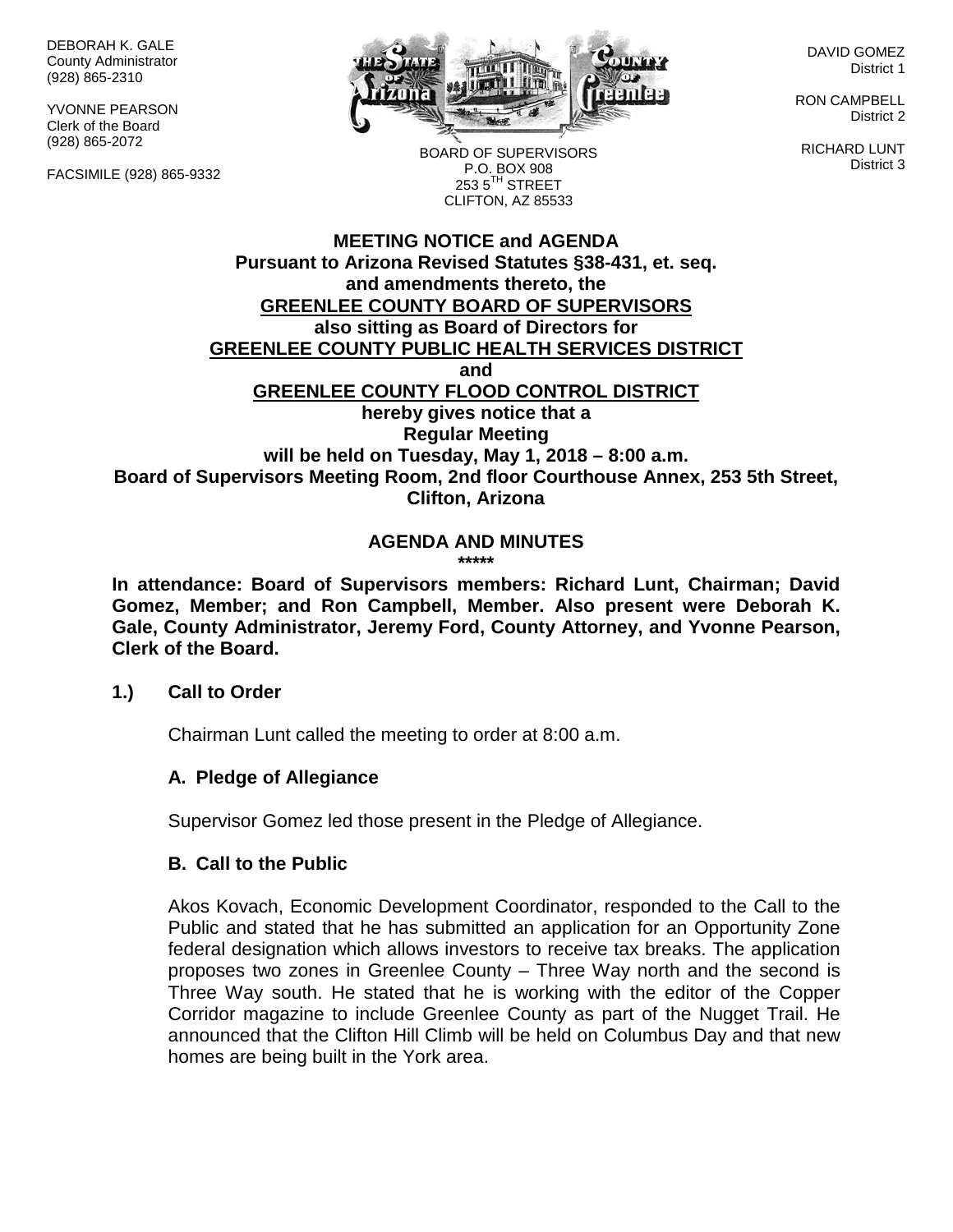DEBORAH K. GALE
County Administrator
(928) 865-2310

YVONNE PEARSON
Clerk of the Board
(928) 865-2072

FACSIMILE (928) 865-9332

BOARD OF SUPERVISORS
P.O. BOX 908
253 5TH STREET
CLIFTON, AZ 85533

DAVID GOMEZ
District 1

RON CAMPBELL
District 2

RICHARD LUNT
District 3

**MEETING NOTICE and AGENDA**
**Pursuant to Arizona Revised Statutes §38-431, et. seq.**
**and amendments thereto, the**
**GREENLEE COUNTY BOARD OF SUPERVISORS**
**also sitting as Board of Directors for**
**GREENLEE COUNTY PUBLIC HEALTH SERVICES DISTRICT**
**and**
**GREENLEE COUNTY FLOOD CONTROL DISTRICT**
**hereby gives notice that a**
**Regular Meeting**
**will be held on Tuesday, May 1, 2018 – 8:00 a.m.**
**Board of Supervisors Meeting Room, 2nd floor Courthouse Annex, 253 5th Street, Clifton, Arizona**

**AGENDA AND MINUTES**
**\*\*\*\*\***

**In attendance: Board of Supervisors members: Richard Lunt, Chairman; David Gomez, Member; and Ron Campbell, Member. Also present were Deborah K. Gale, County Administrator, Jeremy Ford, County Attorney, and Yvonne Pearson, Clerk of the Board.**

**1.) Call to Order**

Chairman Lunt called the meeting to order at 8:00 a.m.

**A. Pledge of Allegiance**

Supervisor Gomez led those present in the Pledge of Allegiance.

**B. Call to the Public**

Akos Kovach, Economic Development Coordinator, responded to the Call to the Public and stated that he has submitted an application for an Opportunity Zone federal designation which allows investors to receive tax breaks. The application proposes two zones in Greenlee County – Three Way north and the second is Three Way south. He stated that he is working with the editor of the Copper Corridor magazine to include Greenlee County as part of the Nugget Trail. He announced that the Clifton Hill Climb will be held on Columbus Day and that new homes are being built in the York area.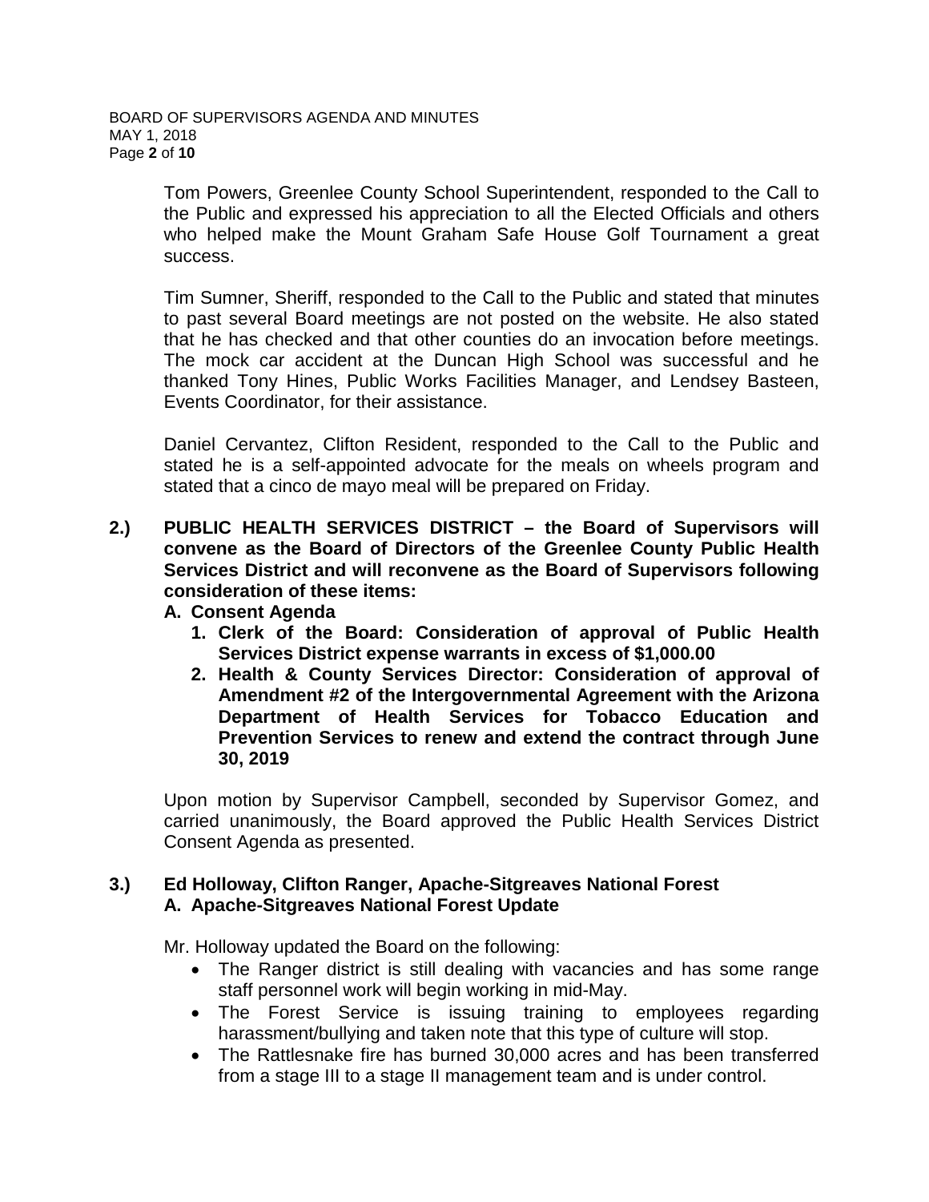Tom Powers, Greenlee County School Superintendent, responded to the Call to the Public and expressed his appreciation to all the Elected Officials and others who helped make the Mount Graham Safe House Golf Tournament a great success.

Tim Sumner, Sheriff, responded to the Call to the Public and stated that minutes to past several Board meetings are not posted on the website. He also stated that he has checked and that other counties do an invocation before meetings. The mock car accident at the Duncan High School was successful and he thanked Tony Hines, Public Works Facilities Manager, and Lendsey Basteen, Events Coordinator, for their assistance.

Daniel Cervantez, Clifton Resident, responded to the Call to the Public and stated he is a self-appointed advocate for the meals on wheels program and stated that a cinco de mayo meal will be prepared on Friday.

**2.) PUBLIC HEALTH SERVICES DISTRICT – the Board of Supervisors will convene as the Board of Directors of the Greenlee County Public Health Services District and will reconvene as the Board of Supervisors following consideration of these items:**

**A. Consent Agenda**

1. **Clerk of the Board: Consideration of approval of Public Health Services District expense warrants in excess of $1,000.00**
2. **Health & County Services Director: Consideration of approval of Amendment #2 of the Intergovernmental Agreement with the Arizona Department of Health Services for Tobacco Education and Prevention Services to renew and extend the contract through June 30, 2019**

Upon motion by Supervisor Campbell, seconded by Supervisor Gomez, and carried unanimously, the Board approved the Public Health Services District Consent Agenda as presented.

**3.) Ed Holloway, Clifton Ranger, Apache-Sitgreaves National Forest**
**A. Apache-Sitgreaves National Forest Update**

Mr. Holloway updated the Board on the following:

- The Ranger district is still dealing with vacancies and has some range staff personnel work will begin working in mid-May.
- The Forest Service is issuing training to employees regarding harassment/bullying and taken note that this type of culture will stop.
- The Rattlesnake fire has burned 30,000 acres and has been transferred from a stage III to a stage II management team and is under control.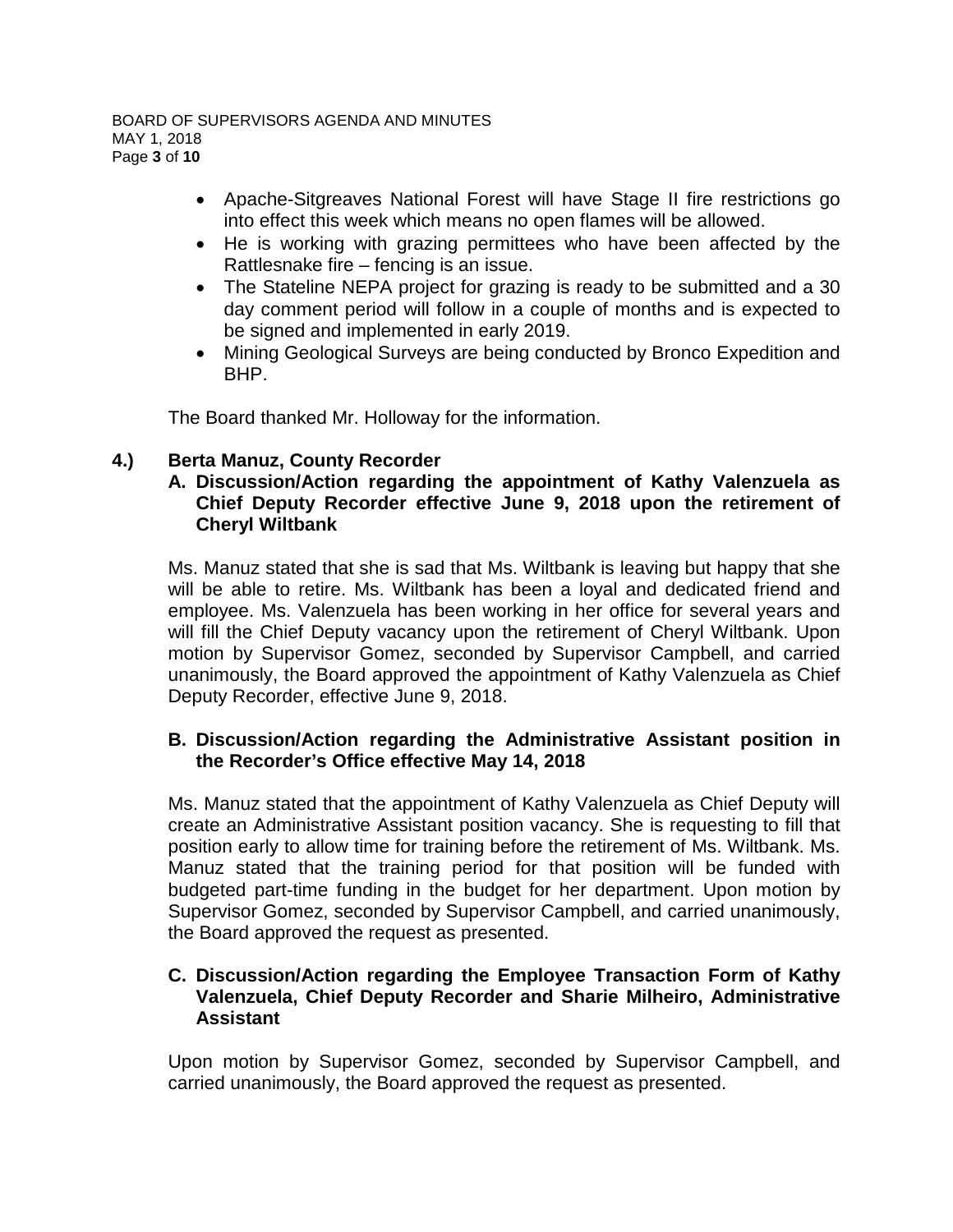- Apache-Sitgreaves National Forest will have Stage II fire restrictions go into effect this week which means no open flames will be allowed.
- He is working with grazing permittees who have been affected by the Rattlesnake fire – fencing is an issue.
- The Stateline NEPA project for grazing is ready to be submitted and a 30 day comment period will follow in a couple of months and is expected to be signed and implemented in early 2019.
- Mining Geological Surveys are being conducted by Bronco Expedition and BHP.

The Board thanked Mr. Holloway for the information.

## 4.) Berta Manuz, County Recorder

### A. Discussion/Action regarding the appointment of Kathy Valenzuela as Chief Deputy Recorder effective June 9, 2018 upon the retirement of Cheryl Wiltbank

Ms. Manuz stated that she is sad that Ms. Wiltbank is leaving but happy that she will be able to retire. Ms. Wiltbank has been a loyal and dedicated friend and employee. Ms. Valenzuela has been working in her office for several years and will fill the Chief Deputy vacancy upon the retirement of Cheryl Wiltbank. Upon motion by Supervisor Gomez, seconded by Supervisor Campbell, and carried unanimously, the Board approved the appointment of Kathy Valenzuela as Chief Deputy Recorder, effective June 9, 2018.

### B. Discussion/Action regarding the Administrative Assistant position in the Recorder's Office effective May 14, 2018

Ms. Manuz stated that the appointment of Kathy Valenzuela as Chief Deputy will create an Administrative Assistant position vacancy. She is requesting to fill that position early to allow time for training before the retirement of Ms. Wiltbank. Ms. Manuz stated that the training period for that position will be funded with budgeted part-time funding in the budget for her department. Upon motion by Supervisor Gomez, seconded by Supervisor Campbell, and carried unanimously, the Board approved the request as presented.

### C. Discussion/Action regarding the Employee Transaction Form of Kathy Valenzuela, Chief Deputy Recorder and Sharie Milheiro, Administrative Assistant

Upon motion by Supervisor Gomez, seconded by Supervisor Campbell, and carried unanimously, the Board approved the request as presented.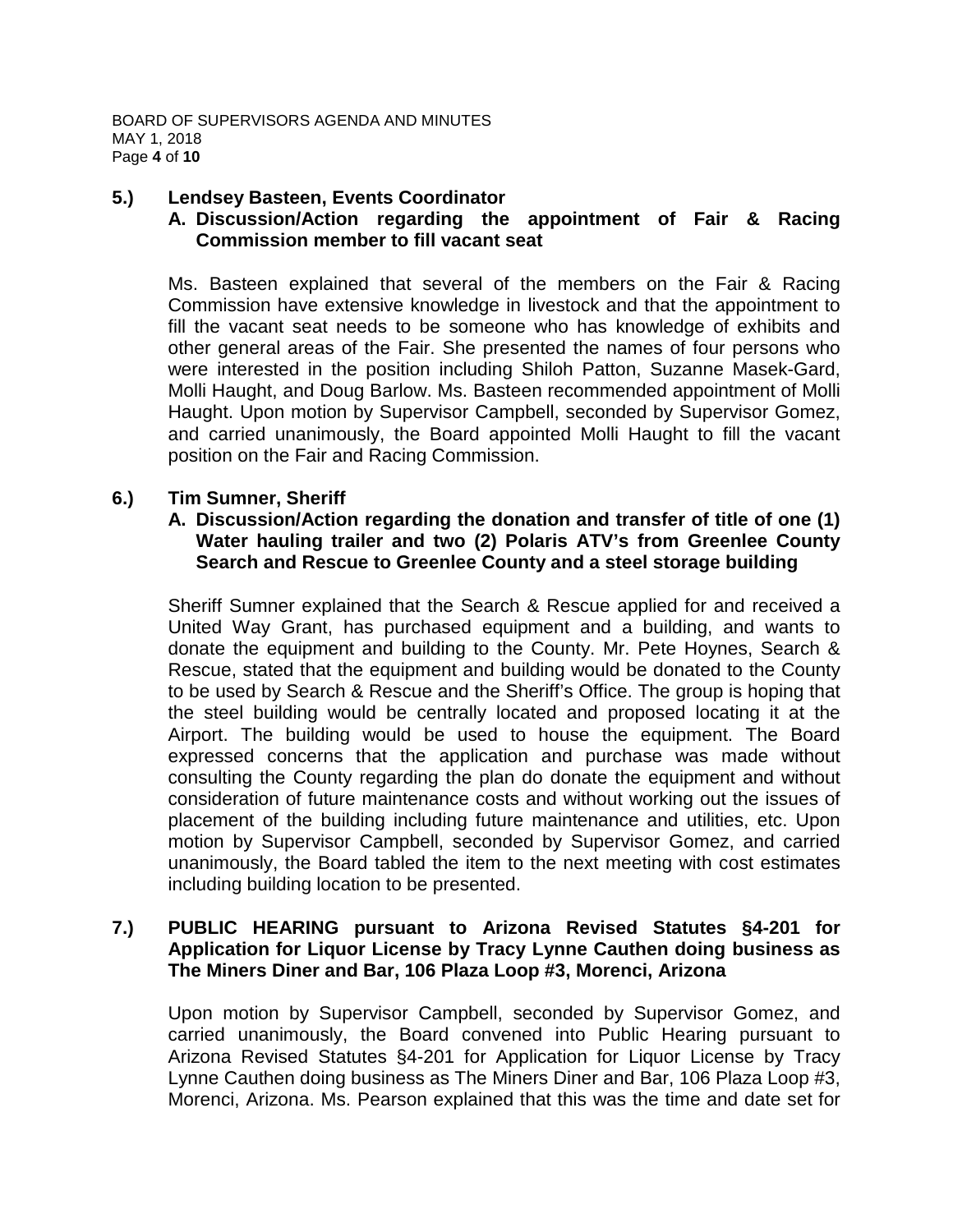**5.) Lendsey Basteen, Events Coordinator**

**A. Discussion/Action regarding the appointment of Fair & Racing Commission member to fill vacant seat**

Ms. Basteen explained that several of the members on the Fair & Racing Commission have extensive knowledge in livestock and that the appointment to fill the vacant seat needs to be someone who has knowledge of exhibits and other general areas of the Fair. She presented the names of four persons who were interested in the position including Shiloh Patton, Suzanne Masek-Gard, Molli Haught, and Doug Barlow. Ms. Basteen recommended appointment of Molli Haught. Upon motion by Supervisor Campbell, seconded by Supervisor Gomez, and carried unanimously, the Board appointed Molli Haught to fill the vacant position on the Fair and Racing Commission.

**6.) Tim Sumner, Sheriff**

**A. Discussion/Action regarding the donation and transfer of title of one (1) Water hauling trailer and two (2) Polaris ATV's from Greenlee County Search and Rescue to Greenlee County and a steel storage building**

Sheriff Sumner explained that the Search & Rescue applied for and received a United Way Grant, has purchased equipment and a building, and wants to donate the equipment and building to the County. Mr. Pete Hoynes, Search & Rescue, stated that the equipment and building would be donated to the County to be used by Search & Rescue and the Sheriff's Office. The group is hoping that the steel building would be centrally located and proposed locating it at the Airport. The building would be used to house the equipment. The Board expressed concerns that the application and purchase was made without consulting the County regarding the plan do donate the equipment and without consideration of future maintenance costs and without working out the issues of placement of the building including future maintenance and utilities, etc. Upon motion by Supervisor Campbell, seconded by Supervisor Gomez, and carried unanimously, the Board tabled the item to the next meeting with cost estimates including building location to be presented.

**7.) PUBLIC HEARING pursuant to Arizona Revised Statutes §4-201 for Application for Liquor License by Tracy Lynne Cauthen doing business as The Miners Diner and Bar, 106 Plaza Loop #3, Morenci, Arizona**

Upon motion by Supervisor Campbell, seconded by Supervisor Gomez, and carried unanimously, the Board convened into Public Hearing pursuant to Arizona Revised Statutes §4-201 for Application for Liquor License by Tracy Lynne Cauthen doing business as The Miners Diner and Bar, 106 Plaza Loop #3, Morenci, Arizona. Ms. Pearson explained that this was the time and date set for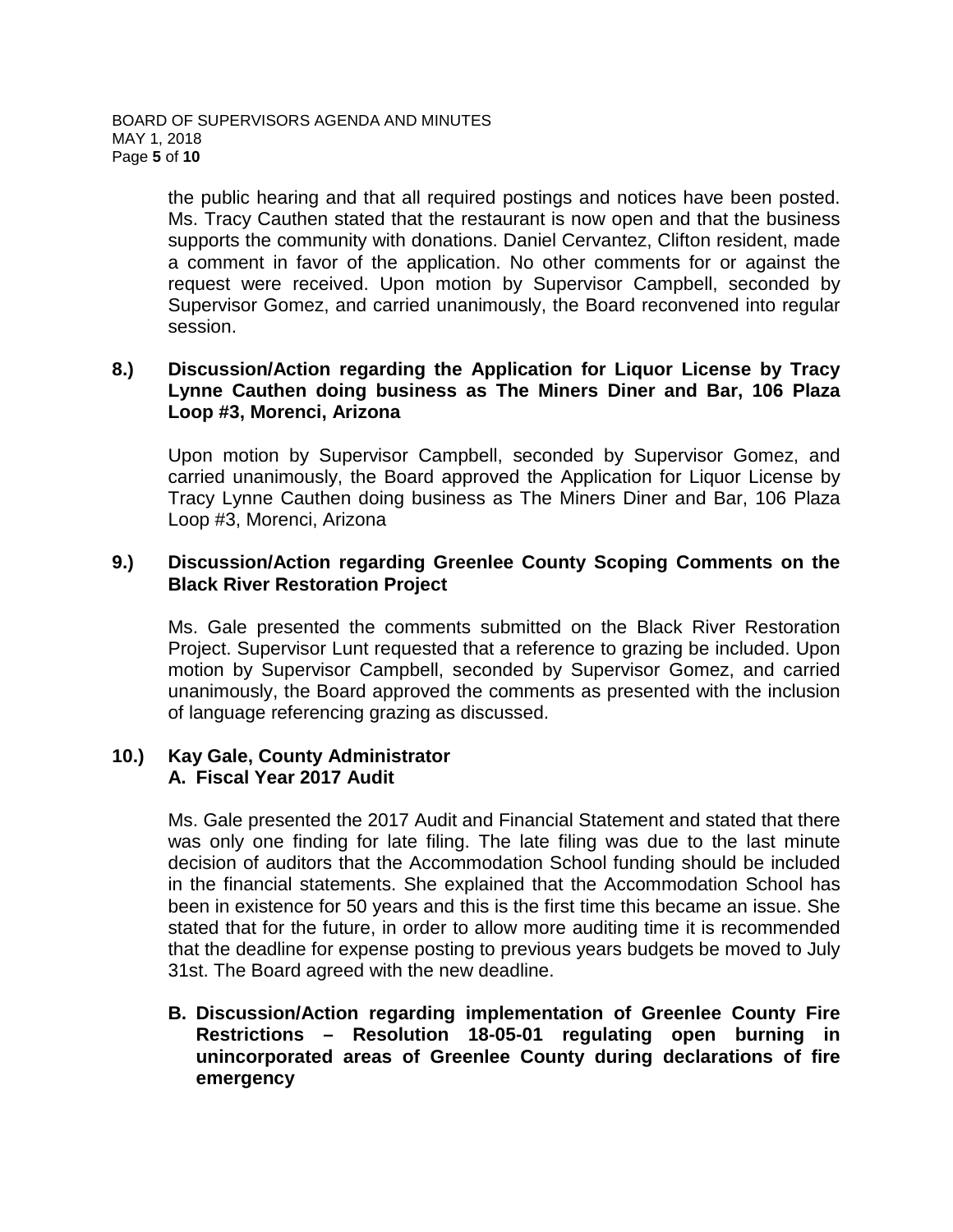the public hearing and that all required postings and notices have been posted. Ms. Tracy Cauthen stated that the restaurant is now open and that the business supports the community with donations. Daniel Cervantez, Clifton resident, made a comment in favor of the application. No other comments for or against the request were received. Upon motion by Supervisor Campbell, seconded by Supervisor Gomez, and carried unanimously, the Board reconvened into regular session.

**8.) Discussion/Action regarding the Application for Liquor License by Tracy Lynne Cauthen doing business as The Miners Diner and Bar, 106 Plaza Loop #3, Morenci, Arizona**

Upon motion by Supervisor Campbell, seconded by Supervisor Gomez, and carried unanimously, the Board approved the Application for Liquor License by Tracy Lynne Cauthen doing business as The Miners Diner and Bar, 106 Plaza Loop #3, Morenci, Arizona

**9.) Discussion/Action regarding Greenlee County Scoping Comments on the Black River Restoration Project**

Ms. Gale presented the comments submitted on the Black River Restoration Project. Supervisor Lunt requested that a reference to grazing be included. Upon motion by Supervisor Campbell, seconded by Supervisor Gomez, and carried unanimously, the Board approved the comments as presented with the inclusion of language referencing grazing as discussed.

**10.) Kay Gale, County Administrator**
**A. Fiscal Year 2017 Audit**

Ms. Gale presented the 2017 Audit and Financial Statement and stated that there was only one finding for late filing. The late filing was due to the last minute decision of auditors that the Accommodation School funding should be included in the financial statements. She explained that the Accommodation School has been in existence for 50 years and this is the first time this became an issue. She stated that for the future, in order to allow more auditing time it is recommended that the deadline for expense posting to previous years budgets be moved to July 31st. The Board agreed with the new deadline.

**B. Discussion/Action regarding implementation of Greenlee County Fire Restrictions – Resolution 18-05-01 regulating open burning in unincorporated areas of Greenlee County during declarations of fire emergency**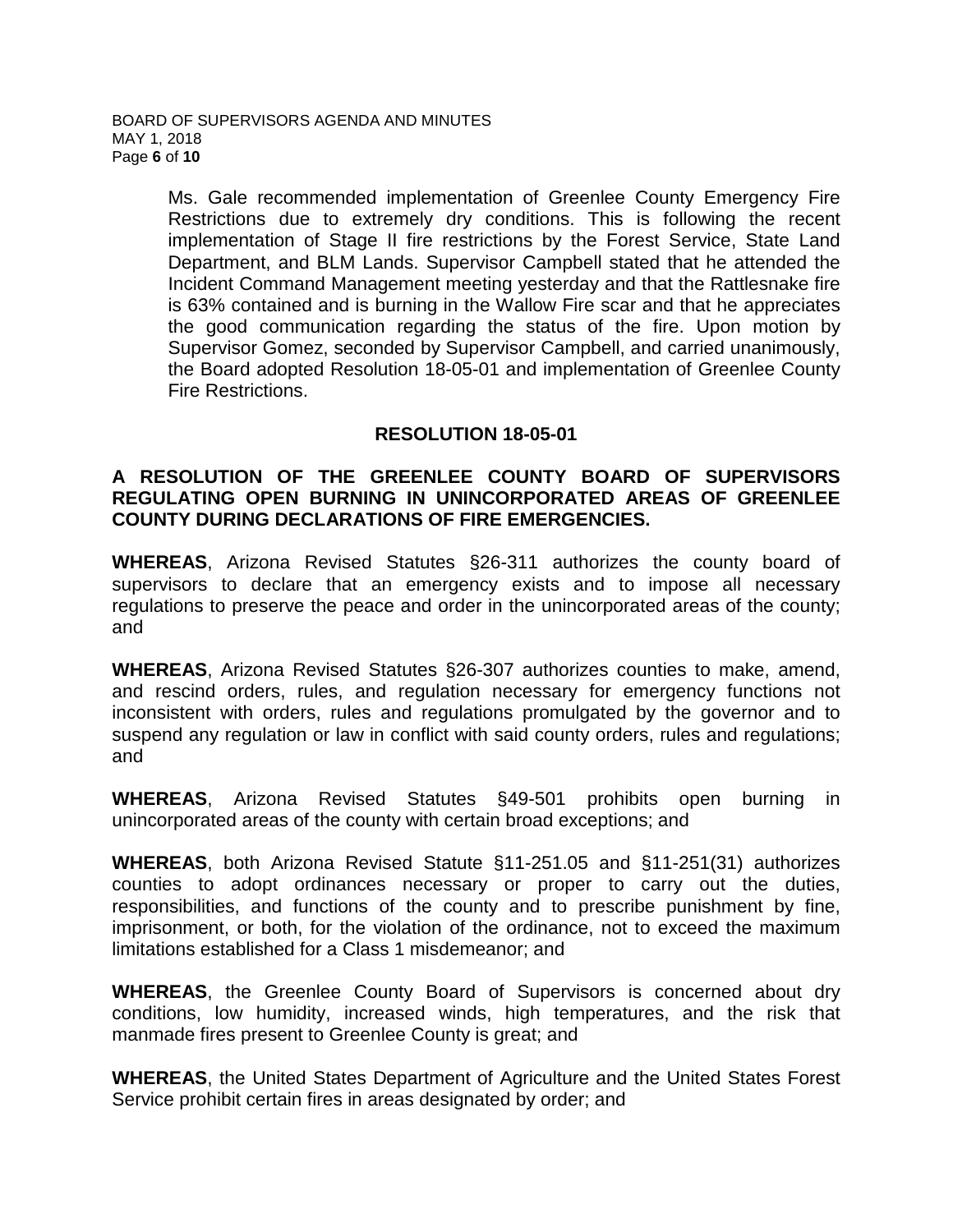Ms. Gale recommended implementation of Greenlee County Emergency Fire Restrictions due to extremely dry conditions. This is following the recent implementation of Stage II fire restrictions by the Forest Service, State Land Department, and BLM Lands. Supervisor Campbell stated that he attended the Incident Command Management meeting yesterday and that the Rattlesnake fire is 63% contained and is burning in the Wallow Fire scar and that he appreciates the good communication regarding the status of the fire. Upon motion by Supervisor Gomez, seconded by Supervisor Campbell, and carried unanimously, the Board adopted Resolution 18-05-01 and implementation of Greenlee County Fire Restrictions.

## RESOLUTION 18-05-01

**A RESOLUTION OF THE GREENLEE COUNTY BOARD OF SUPERVISORS REGULATING OPEN BURNING IN UNINCORPORATED AREAS OF GREENLEE COUNTY DURING DECLARATIONS OF FIRE EMERGENCIES.**

**WHEREAS**, Arizona Revised Statutes §26-311 authorizes the county board of supervisors to declare that an emergency exists and to impose all necessary regulations to preserve the peace and order in the unincorporated areas of the county; and

**WHEREAS**, Arizona Revised Statutes §26-307 authorizes counties to make, amend, and rescind orders, rules, and regulation necessary for emergency functions not inconsistent with orders, rules and regulations promulgated by the governor and to suspend any regulation or law in conflict with said county orders, rules and regulations; and

**WHEREAS**, Arizona Revised Statutes §49-501 prohibits open burning in unincorporated areas of the county with certain broad exceptions; and

**WHEREAS**, both Arizona Revised Statute §11-251.05 and §11-251(31) authorizes counties to adopt ordinances necessary or proper to carry out the duties, responsibilities, and functions of the county and to prescribe punishment by fine, imprisonment, or both, for the violation of the ordinance, not to exceed the maximum limitations established for a Class 1 misdemeanor; and

**WHEREAS**, the Greenlee County Board of Supervisors is concerned about dry conditions, low humidity, increased winds, high temperatures, and the risk that manmade fires present to Greenlee County is great; and

**WHEREAS**, the United States Department of Agriculture and the United States Forest Service prohibit certain fires in areas designated by order; and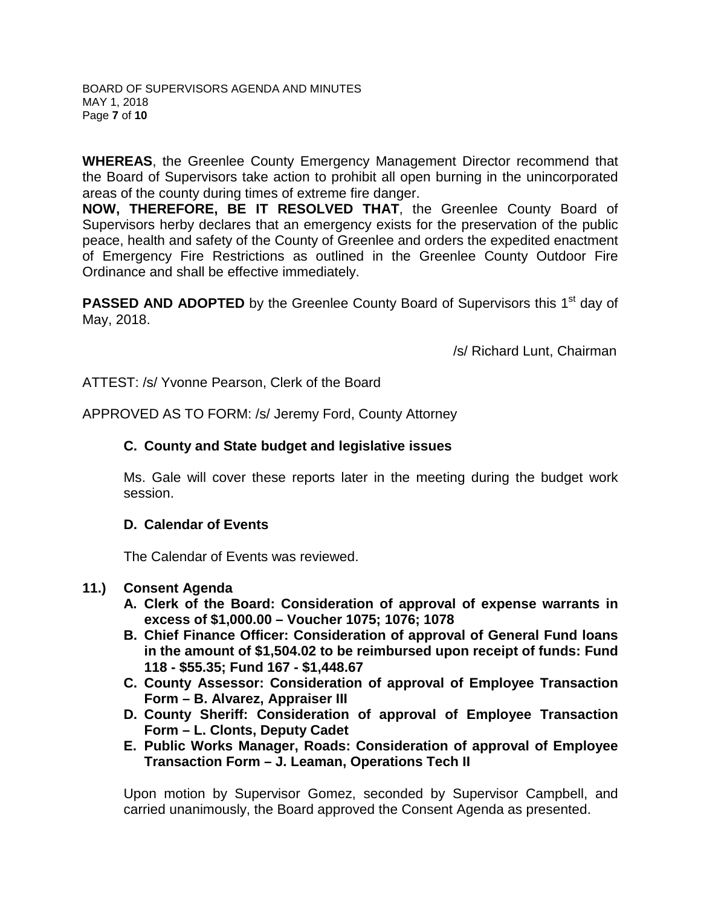**WHEREAS**, the Greenlee County Emergency Management Director recommend that the Board of Supervisors take action to prohibit all open burning in the unincorporated areas of the county during times of extreme fire danger.

**NOW, THEREFORE, BE IT RESOLVED THAT**, the Greenlee County Board of Supervisors herby declares that an emergency exists for the preservation of the public peace, health and safety of the County of Greenlee and orders the expedited enactment of Emergency Fire Restrictions as outlined in the Greenlee County Outdoor Fire Ordinance and shall be effective immediately.

**PASSED AND ADOPTED** by the Greenlee County Board of Supervisors this 1st day of May, 2018.

/s/ Richard Lunt, Chairman

ATTEST: /s/ Yvonne Pearson, Clerk of the Board

APPROVED AS TO FORM: /s/ Jeremy Ford, County Attorney

**C. County and State budget and legislative issues**

Ms. Gale will cover these reports later in the meeting during the budget work session.

**D. Calendar of Events**

The Calendar of Events was reviewed.

**11.) Consent Agenda**

**A. Clerk of the Board: Consideration of approval of expense warrants in excess of $1,000.00 – Voucher 1075; 1076; 1078**

**B. Chief Finance Officer: Consideration of approval of General Fund loans in the amount of $1,504.02 to be reimbursed upon receipt of funds: Fund 118 - $55.35; Fund 167 - $1,448.67**

**C. County Assessor: Consideration of approval of Employee Transaction Form – B. Alvarez, Appraiser III**

**D. County Sheriff: Consideration of approval of Employee Transaction Form – L. Clonts, Deputy Cadet**

**E. Public Works Manager, Roads: Consideration of approval of Employee Transaction Form – J. Leaman, Operations Tech II**

Upon motion by Supervisor Gomez, seconded by Supervisor Campbell, and carried unanimously, the Board approved the Consent Agenda as presented.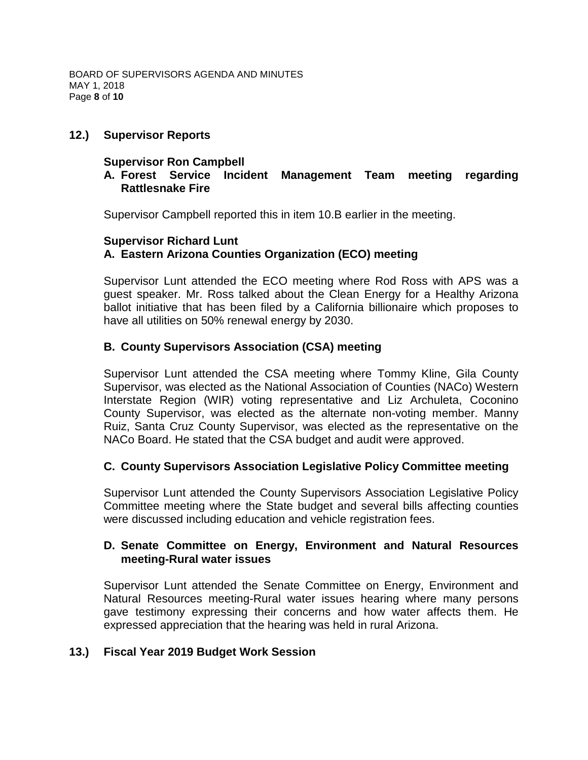## 12.) Supervisor Reports

### Supervisor Ron Campbell

**A. Forest Service Incident Management Team meeting regarding Rattlesnake Fire**

Supervisor Campbell reported this in item 10.B earlier in the meeting.

### Supervisor Richard Lunt

**A. Eastern Arizona Counties Organization (ECO) meeting**

Supervisor Lunt attended the ECO meeting where Rod Ross with APS was a guest speaker. Mr. Ross talked about the Clean Energy for a Healthy Arizona ballot initiative that has been filed by a California billionaire which proposes to have all utilities on 50% renewal energy by 2030.

**B. County Supervisors Association (CSA) meeting**

Supervisor Lunt attended the CSA meeting where Tommy Kline, Gila County Supervisor, was elected as the National Association of Counties (NACo) Western Interstate Region (WIR) voting representative and Liz Archuleta, Coconino County Supervisor, was elected as the alternate non-voting member. Manny Ruiz, Santa Cruz County Supervisor, was elected as the representative on the NACo Board. He stated that the CSA budget and audit were approved.

**C. County Supervisors Association Legislative Policy Committee meeting**

Supervisor Lunt attended the County Supervisors Association Legislative Policy Committee meeting where the State budget and several bills affecting counties were discussed including education and vehicle registration fees.

**D. Senate Committee on Energy, Environment and Natural Resources meeting-Rural water issues**

Supervisor Lunt attended the Senate Committee on Energy, Environment and Natural Resources meeting-Rural water issues hearing where many persons gave testimony expressing their concerns and how water affects them. He expressed appreciation that the hearing was held in rural Arizona.

## 13.) Fiscal Year 2019 Budget Work Session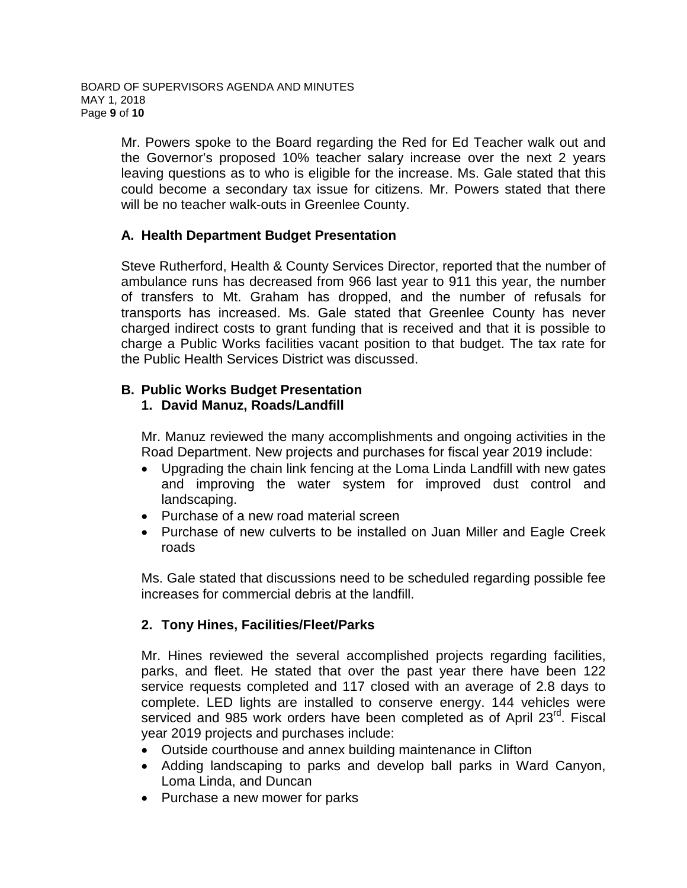Mr. Powers spoke to the Board regarding the Red for Ed Teacher walk out and the Governor's proposed 10% teacher salary increase over the next 2 years leaving questions as to who is eligible for the increase. Ms. Gale stated that this could become a secondary tax issue for citizens. Mr. Powers stated that there will be no teacher walk-outs in Greenlee County.

**A. Health Department Budget Presentation**

Steve Rutherford, Health & County Services Director, reported that the number of ambulance runs has decreased from 966 last year to 911 this year, the number of transfers to Mt. Graham has dropped, and the number of refusals for transports has increased. Ms. Gale stated that Greenlee County has never charged indirect costs to grant funding that is received and that it is possible to charge a Public Works facilities vacant position to that budget. The tax rate for the Public Health Services District was discussed.

**B. Public Works Budget Presentation**

**1. David Manuz, Roads/Landfill**

Mr. Manuz reviewed the many accomplishments and ongoing activities in the Road Department. New projects and purchases for fiscal year 2019 include:

- Upgrading the chain link fencing at the Loma Linda Landfill with new gates and improving the water system for improved dust control and landscaping.
- Purchase of a new road material screen
- Purchase of new culverts to be installed on Juan Miller and Eagle Creek roads

Ms. Gale stated that discussions need to be scheduled regarding possible fee increases for commercial debris at the landfill.

**2. Tony Hines, Facilities/Fleet/Parks**

Mr. Hines reviewed the several accomplished projects regarding facilities, parks, and fleet. He stated that over the past year there have been 122 service requests completed and 117 closed with an average of 2.8 days to complete. LED lights are installed to conserve energy. 144 vehicles were serviced and 985 work orders have been completed as of April 23rd. Fiscal year 2019 projects and purchases include:

- Outside courthouse and annex building maintenance in Clifton
- Adding landscaping to parks and develop ball parks in Ward Canyon, Loma Linda, and Duncan
- Purchase a new mower for parks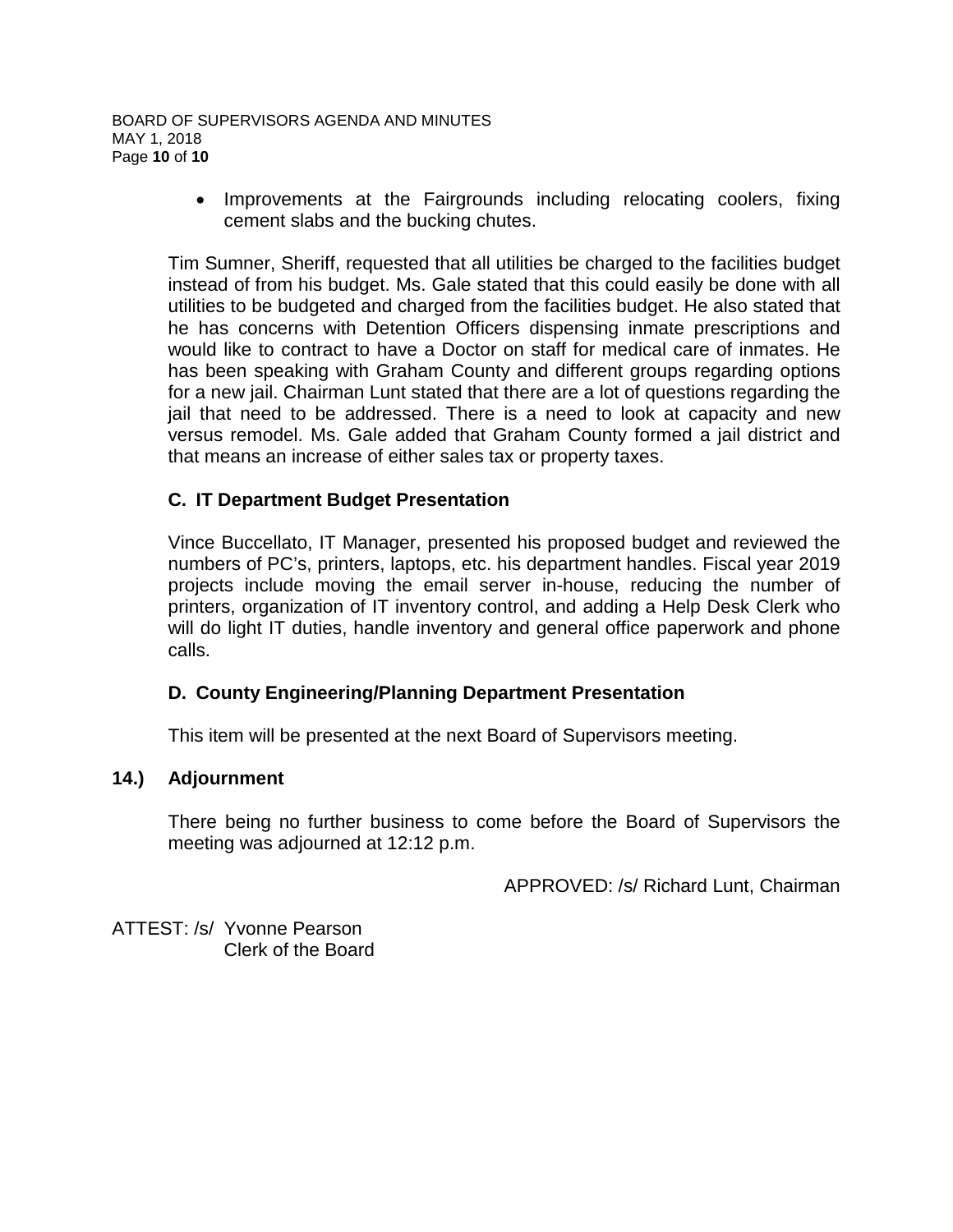- Improvements at the Fairgrounds including relocating coolers, fixing cement slabs and the bucking chutes.

Tim Sumner, Sheriff, requested that all utilities be charged to the facilities budget instead of from his budget. Ms. Gale stated that this could easily be done with all utilities to be budgeted and charged from the facilities budget. He also stated that he has concerns with Detention Officers dispensing inmate prescriptions and would like to contract to have a Doctor on staff for medical care of inmates. He has been speaking with Graham County and different groups regarding options for a new jail. Chairman Lunt stated that there are a lot of questions regarding the jail that need to be addressed. There is a need to look at capacity and new versus remodel. Ms. Gale added that Graham County formed a jail district and that means an increase of either sales tax or property taxes.

### C. IT Department Budget Presentation

Vince Buccellato, IT Manager, presented his proposed budget and reviewed the numbers of PC's, printers, laptops, etc. his department handles. Fiscal year 2019 projects include moving the email server in-house, reducing the number of printers, organization of IT inventory control, and adding a Help Desk Clerk who will do light IT duties, handle inventory and general office paperwork and phone calls.

### D. County Engineering/Planning Department Presentation

This item will be presented at the next Board of Supervisors meeting.

## 14.) Adjournment

There being no further business to come before the Board of Supervisors the meeting was adjourned at 12:12 p.m.

APPROVED: /s/ Richard Lunt, Chairman

ATTEST: /s/ Yvonne Pearson
Clerk of the Board